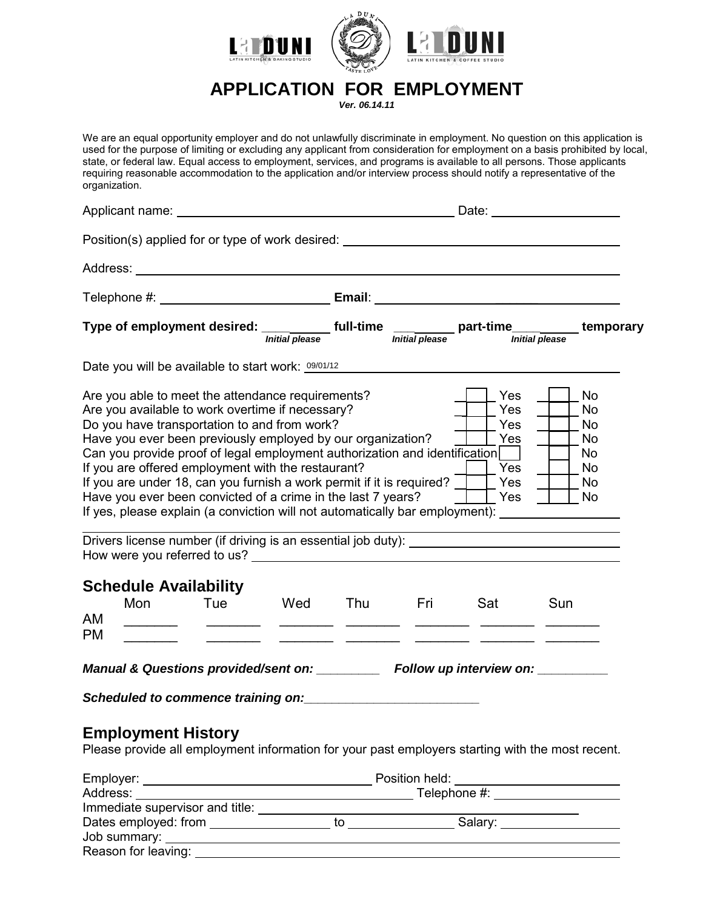# APPLICATION FOR EMPLOYMENT

***Ver. 06.14.11***

We are an equal opportunity employer and do not unlawfully discriminate in employment. No question on this application is used for the purpose of limiting or excluding any applicant from consideration for employment on a basis prohibited by local, state, or federal law. Equal access to employment, services, and programs is available to all persons. Those applicants requiring reasonable accommodation to the application and/or interview process should notify a representative of the organization.

Applicant name: ________________________ Date: ____________

Position(s) applied for or type of work desired: ________________________

Address: ________________________

Telephone #: ________________ **Email**: ________________

**Type of employment desired:** ________ **full-time** ________ **part-time** ________ **temporary**
*Initial please* *Initial please* *Initial please*

Date you will be available to start work: 09/01/12

| | | |
|---|---|---|
| Are you able to meet the attendance requirements? | ☐ Yes | ☐ No |
| Are you available to work overtime if necessary? | ☐ Yes | ☐ No |
| Do you have transportation to and from work? | ☐ Yes | ☐ No |
| Have you ever been previously employed by our organization? | ☐ Yes | ☐ No |
| Can you provide proof of legal employment authorization and identification | ☐ | ☐ No |
| If you are offered employment with the restaurant? | ☐ Yes | ☐ No |
| If you are under 18, can you furnish a work permit if it is required? | ☐ Yes | ☐ No |
| Have you ever been convicted of a crime in the last 7 years? | ☐ Yes | ☐ No |

If yes, please explain (a conviction will not automatically bar employment): ________________

Drivers license number (if driving is an essential job duty): ________________
How were you referred to us? ________________

## Schedule Availability

| | Mon | Tue | Wed | Thu | Fri | Sat | Sun |
|---|---|---|---|---|---|---|---|
| AM | _______ | _______ | _______ | _______ | _______ | _______ | _______ |
| PM | _______ | _______ | _______ | _______ | _______ | _______ | _______ |

***Manual & Questions provided/sent on:*** _________ ***Follow up interview on:*** _________

***Scheduled to commence training on:***________________________

## Employment History

Please provide all employment information for your past employers starting with the most recent.

Employer: ________________ Position held: ________________
Address: ________________ Telephone #: ________________
Immediate supervisor and title: ________________
Dates employed: from ____________ to ____________ Salary: ____________
Job summary: ________________
Reason for leaving: ________________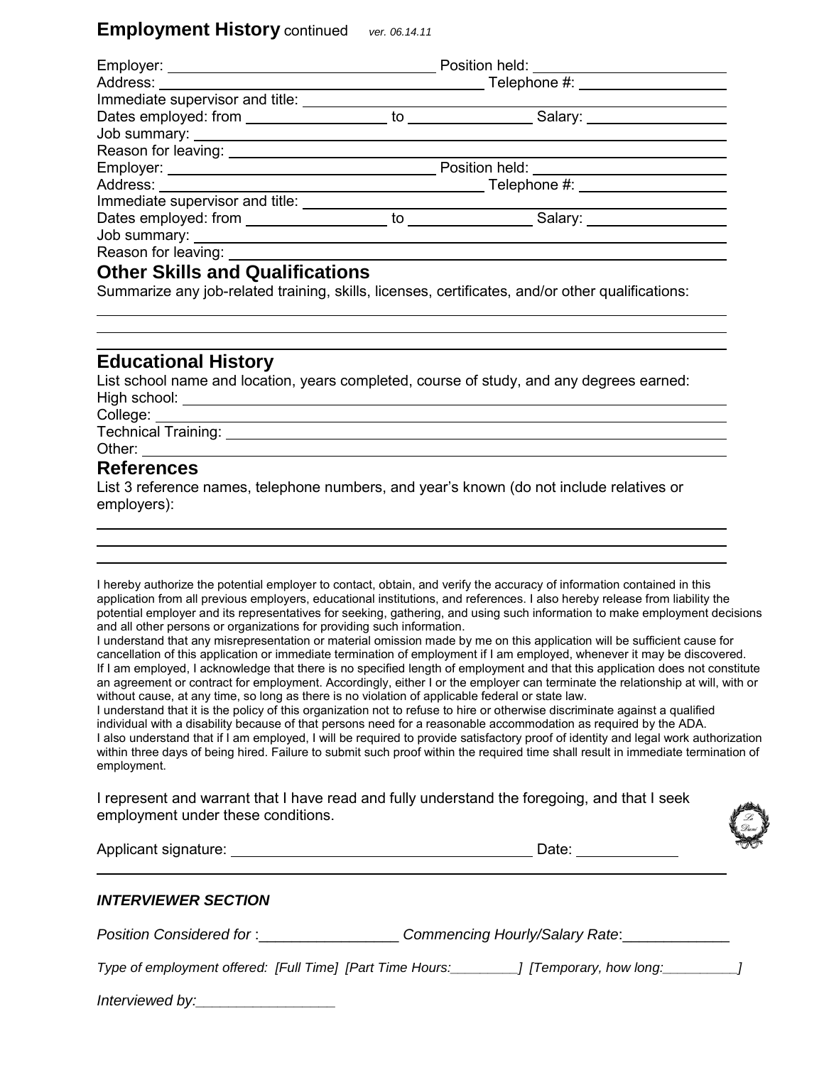## Employment History continued *ver. 06.14.11*

Employer: ______________________________ Position held: ______________________
Address: __________________________________ Telephone #: __________________
Immediate supervisor and title: ______________________________________________
Dates employed: from ________________ to _______________ Salary: _________________
Job summary: ____________________________________________________________
Reason for leaving: _______________________________________________________
Employer: ______________________________ Position held: ______________________
Address: __________________________________ Telephone #: __________________
Immediate supervisor and title: ______________________________________________
Dates employed: from ________________ to _______________ Salary: _________________
Job summary: ____________________________________________________________
Reason for leaving: _______________________________________________________

## Other Skills and Qualifications

Summarize any job-related training, skills, licenses, certificates, and/or other qualifications:

________________________________________________________________________
________________________________________________________________________
________________________________________________________________________

## Educational History

List school name and location, years completed, course of study, and any degrees earned:
High school: ____________________________________________________________
College: _______________________________________________________________
Technical Training: _______________________________________________________
Other: _________________________________________________________________

## References

List 3 reference names, telephone numbers, and year's known (do not include relatives or employers):

________________________________________________________________________
________________________________________________________________________
________________________________________________________________________

I hereby authorize the potential employer to contact, obtain, and verify the accuracy of information contained in this application from all previous employers, educational institutions, and references. I also hereby release from liability the potential employer and its representatives for seeking, gathering, and using such information to make employment decisions and all other persons or organizations for providing such information.
I understand that any misrepresentation or material omission made by me on this application will be sufficient cause for cancellation of this application or immediate termination of employment if I am employed, whenever it may be discovered.
If I am employed, I acknowledge that there is no specified length of employment and that this application does not constitute an agreement or contract for employment. Accordingly, either I or the employer can terminate the relationship at will, with or without cause, at any time, so long as there is no violation of applicable federal or state law.
I understand that it is the policy of this organization not to refuse to hire or otherwise discriminate against a qualified individual with a disability because of that persons need for a reasonable accommodation as required by the ADA.
I also understand that if I am employed, I will be required to provide satisfactory proof of identity and legal work authorization within three days of being hired. Failure to submit such proof within the required time shall result in immediate termination of employment.

I represent and warrant that I have read and fully understand the foregoing, and that I seek employment under these conditions.

Applicant signature: ___________________________________ Date: ____________

***INTERVIEWER SECTION***

*Position Considered for* :________________ *Commencing Hourly/Salary Rate*:____________

*Type of employment offered: [Full Time] [Part Time Hours:________] [Temporary, how long:_________]*

*Interviewed by:_________________*